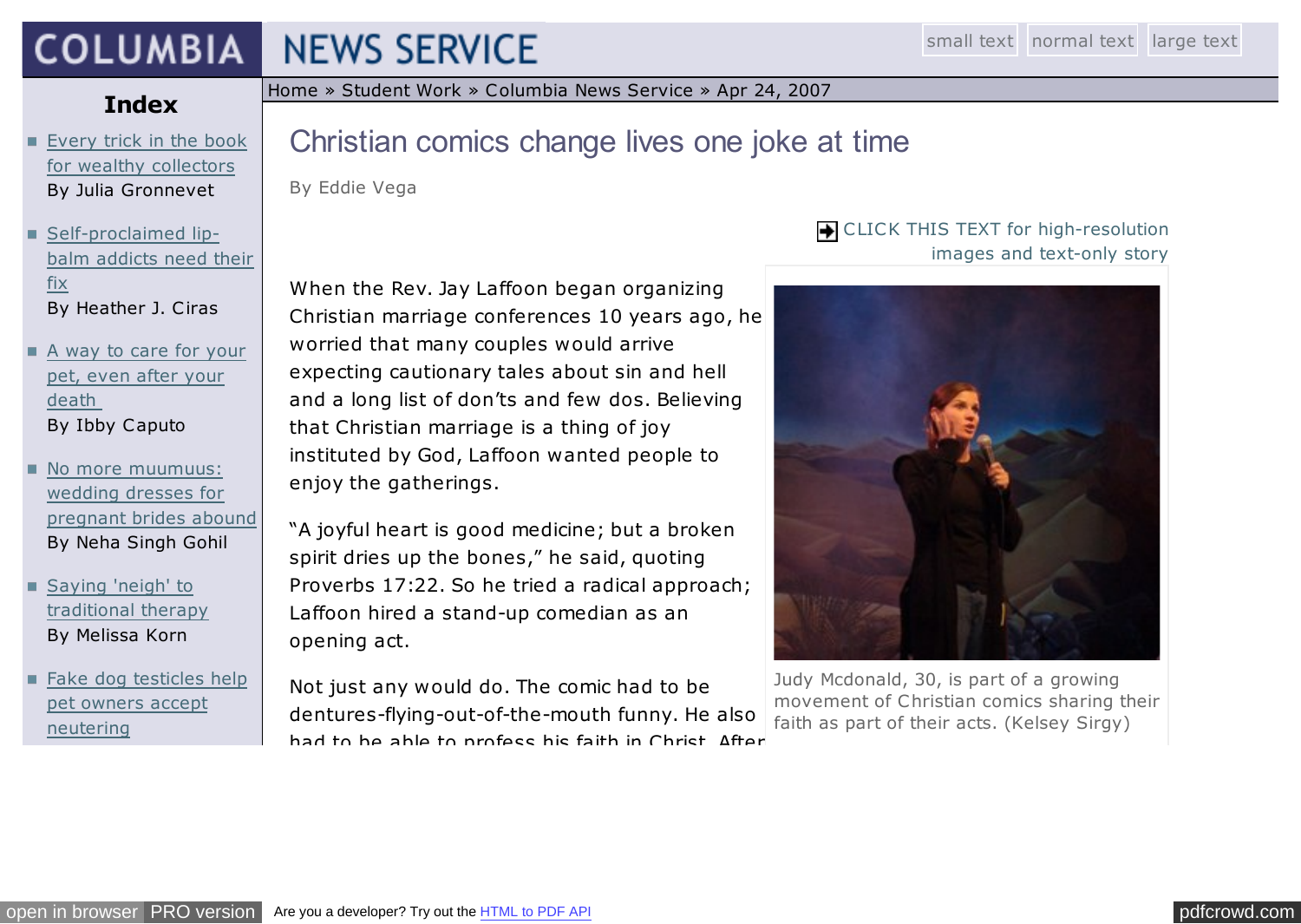# COLUMBIA NEWS SERVICE

small text normal text large text

Home » Student Work » Columbia News Service » Apr 24, 2007

## Index

- Every trick in the book for wealthy collectors
  By Julia Gronnevet
- Self-proclaimed lip-balm addicts need their fix
  By Heather J. Ciras
- A way to care for your pet, even after your death
  By Ibby Caputo
- No more muumuus: wedding dresses for pregnant brides abound
  By Neha Singh Gohil
- Saying 'neigh' to traditional therapy
  By Melissa Korn
- Fake dog testicles help pet owners accept neutering

# Christian comics change lives one joke at time

By Eddie Vega

CLICK THIS TEXT for high-resolution images and text-only story

When the Rev. Jay Laffoon began organizing Christian marriage conferences 10 years ago, he worried that many couples would arrive expecting cautionary tales about sin and hell and a long list of don'ts and few dos. Believing that Christian marriage is a thing of joy instituted by God, Laffoon wanted people to enjoy the gatherings.

"A joyful heart is good medicine; but a broken spirit dries up the bones," he said, quoting Proverbs 17:22. So he tried a radical approach; Laffoon hired a stand-up comedian as an opening act.

Judy Mcdonald, 30, is part of a growing movement of Christian comics sharing their faith as part of their acts. (Kelsey Sirgy)

Not just any would do. The comic had to be dentures-flying-out-of-the-mouth funny. He also had to be able to profess his faith in Christ. After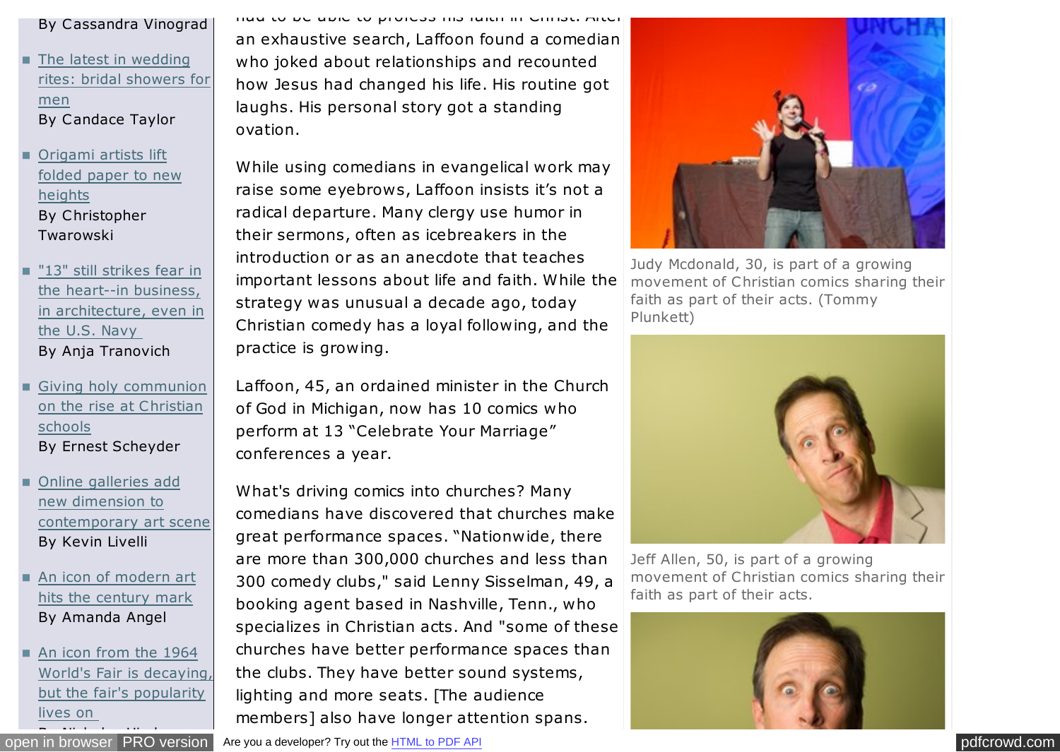By Cassandra Vinograd

- The latest in wedding rites: bridal showers for men
  By Candace Taylor
- Origami artists lift folded paper to new heights
  By Christopher Twarowski
- "13" still strikes fear in the heart--in business, in architecture, even in the U.S. Navy
  By Anja Tranovich
- Giving holy communion on the rise at Christian schools
  By Ernest Scheyder
- Online galleries add new dimension to contemporary art scene
  By Kevin Livelli
- An icon of modern art hits the century mark
  By Amanda Angel
- An icon from the 1964 World's Fair is decaying, but the fair's popularity lives on

an exhaustive search, Laffoon found a comedian who joked about relationships and recounted how Jesus had changed his life. His routine got laughs. His personal story got a standing ovation.

While using comedians in evangelical work may raise some eyebrows, Laffoon insists it's not a radical departure. Many clergy use humor in their sermons, often as icebreakers in the introduction or as an anecdote that teaches important lessons about life and faith. While the strategy was unusual a decade ago, today Christian comedy has a loyal following, and the practice is growing.

Laffoon, 45, an ordained minister in the Church of God in Michigan, now has 10 comics who perform at 13 "Celebrate Your Marriage" conferences a year.

What's driving comics into churches? Many comedians have discovered that churches make great performance spaces. "Nationwide, there are more than 300,000 churches and less than 300 comedy clubs," said Lenny Sisselman, 49, a booking agent based in Nashville, Tenn., who specializes in Christian acts. And "some of these churches have better performance spaces than the clubs. They have better sound systems, lighting and more seats. [The audience members] also have longer attention spans.

Judy Mcdonald, 30, is part of a growing movement of Christian comics sharing their faith as part of their acts. (Tommy Plunkett)

Jeff Allen, 50, is part of a growing movement of Christian comics sharing their faith as part of their acts.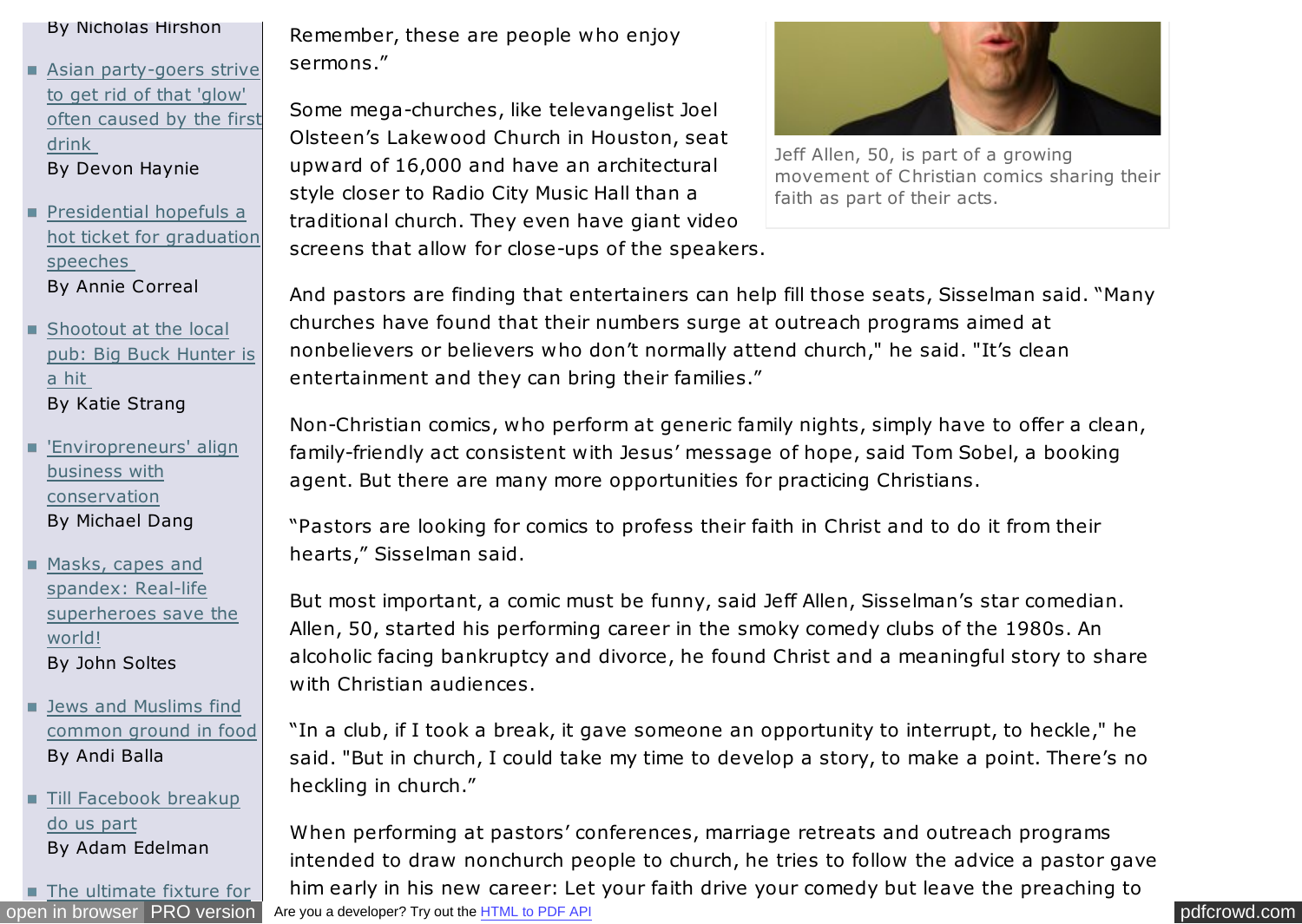By Nicholas Hirshon

- Asian party-goers strive to get rid of that 'glow' often caused by the first drink
  By Devon Haynie
- Presidential hopefuls a hot ticket for graduation speeches
  By Annie Correal
- Shootout at the local pub: Big Buck Hunter is a hit
  By Katie Strang
- 'Enviropreneurs' align business with conservation
  By Michael Dang
- Masks, capes and spandex: Real-life superheroes save the world!
  By John Soltes
- Jews and Muslims find common ground in food
  By Andi Balla
- Till Facebook breakup do us part
  By Adam Edelman
- The ultimate fixture for

Remember, these are people who enjoy sermons."

Some mega-churches, like televangelist Joel Olsteen's Lakewood Church in Houston, seat upward of 16,000 and have an architectural style closer to Radio City Music Hall than a traditional church. They even have giant video screens that allow for close-ups of the speakers.

Jeff Allen, 50, is part of a growing movement of Christian comics sharing their faith as part of their acts.

And pastors are finding that entertainers can help fill those seats, Sisselman said. "Many churches have found that their numbers surge at outreach programs aimed at nonbelievers or believers who don't normally attend church," he said. "It's clean entertainment and they can bring their families."

Non-Christian comics, who perform at generic family nights, simply have to offer a clean, family-friendly act consistent with Jesus' message of hope, said Tom Sobel, a booking agent. But there are many more opportunities for practicing Christians.

"Pastors are looking for comics to profess their faith in Christ and to do it from their hearts," Sisselman said.

But most important, a comic must be funny, said Jeff Allen, Sisselman's star comedian. Allen, 50, started his performing career in the smoky comedy clubs of the 1980s. An alcoholic facing bankruptcy and divorce, he found Christ and a meaningful story to share with Christian audiences.

"In a club, if I took a break, it gave someone an opportunity to interrupt, to heckle," he said. "But in church, I could take my time to develop a story, to make a point. There's no heckling in church."

When performing at pastors' conferences, marriage retreats and outreach programs intended to draw nonchurch people to church, he tries to follow the advice a pastor gave him early in his new career: Let your faith drive your comedy but leave the preaching to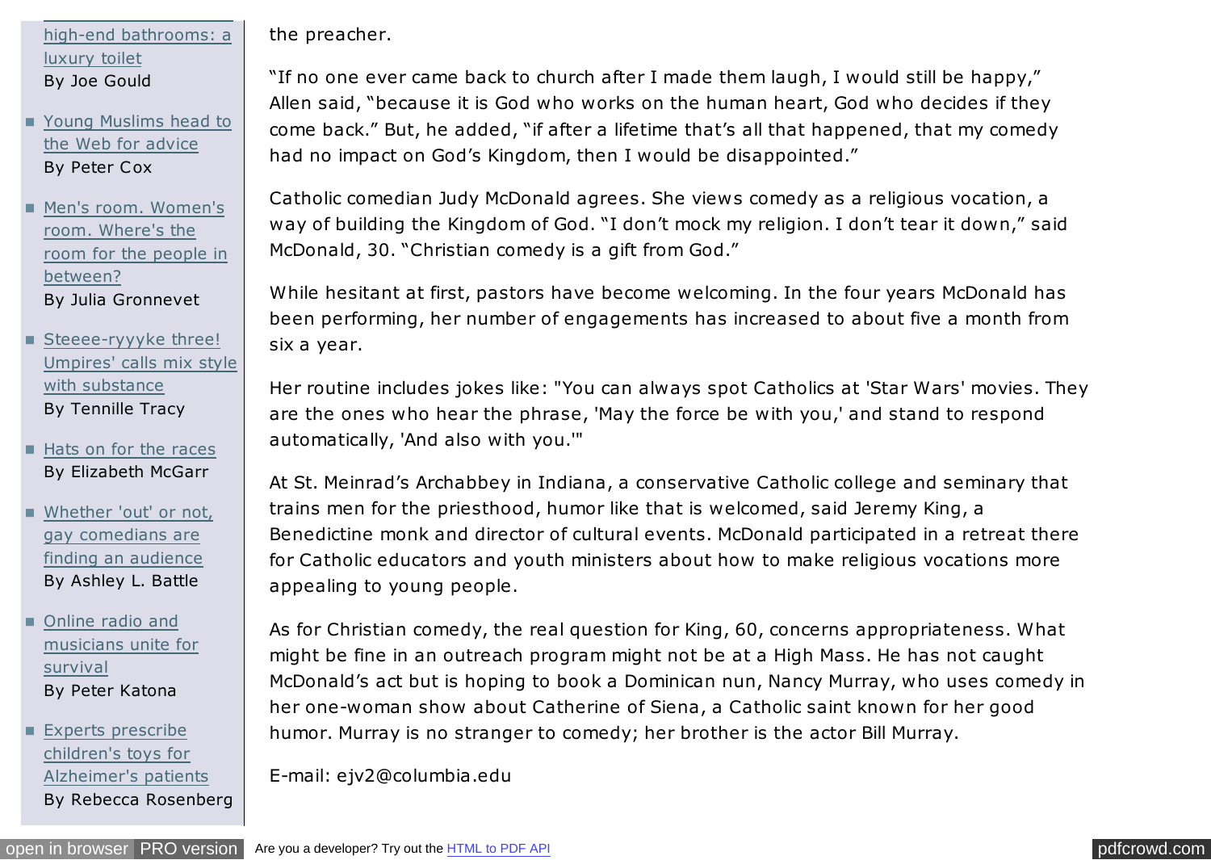- [high-end bathrooms: a luxury toilet]() By Joe Gould
- [Young Muslims head to the Web for advice]() By Peter Cox
- [Men's room. Women's room. Where's the room for the people in between?]() By Julia Gronnevet
- [Steeee-ryyyke three! Umpires' calls mix style with substance]() By Tennille Tracy
- [Hats on for the races]() By Elizabeth McGarr
- [Whether 'out' or not, gay comedians are finding an audience]() By Ashley L. Battle
- [Online radio and musicians unite for survival]() By Peter Katona
- [Experts prescribe children's toys for Alzheimer's patients]() By Rebecca Rosenberg

the preacher.

"If no one ever came back to church after I made them laugh, I would still be happy," Allen said, "because it is God who works on the human heart, God who decides if they come back." But, he added, "if after a lifetime that's all that happened, that my comedy had no impact on God's Kingdom, then I would be disappointed."

Catholic comedian Judy McDonald agrees. She views comedy as a religious vocation, a way of building the Kingdom of God. "I don't mock my religion. I don't tear it down," said McDonald, 30. "Christian comedy is a gift from God."

While hesitant at first, pastors have become welcoming. In the four years McDonald has been performing, her number of engagements has increased to about five a month from six a year.

Her routine includes jokes like: "You can always spot Catholics at 'Star Wars' movies. They are the ones who hear the phrase, 'May the force be with you,' and stand to respond automatically, 'And also with you.'"

At St. Meinrad's Archabbey in Indiana, a conservative Catholic college and seminary that trains men for the priesthood, humor like that is welcomed, said Jeremy King, a Benedictine monk and director of cultural events. McDonald participated in a retreat there for Catholic educators and youth ministers about how to make religious vocations more appealing to young people.

As for Christian comedy, the real question for King, 60, concerns appropriateness. What might be fine in an outreach program might not be at a High Mass. He has not caught McDonald's act but is hoping to book a Dominican nun, Nancy Murray, who uses comedy in her one-woman show about Catherine of Siena, a Catholic saint known for her good humor. Murray is no stranger to comedy; her brother is the actor Bill Murray.

E-mail: ejv2@columbia.edu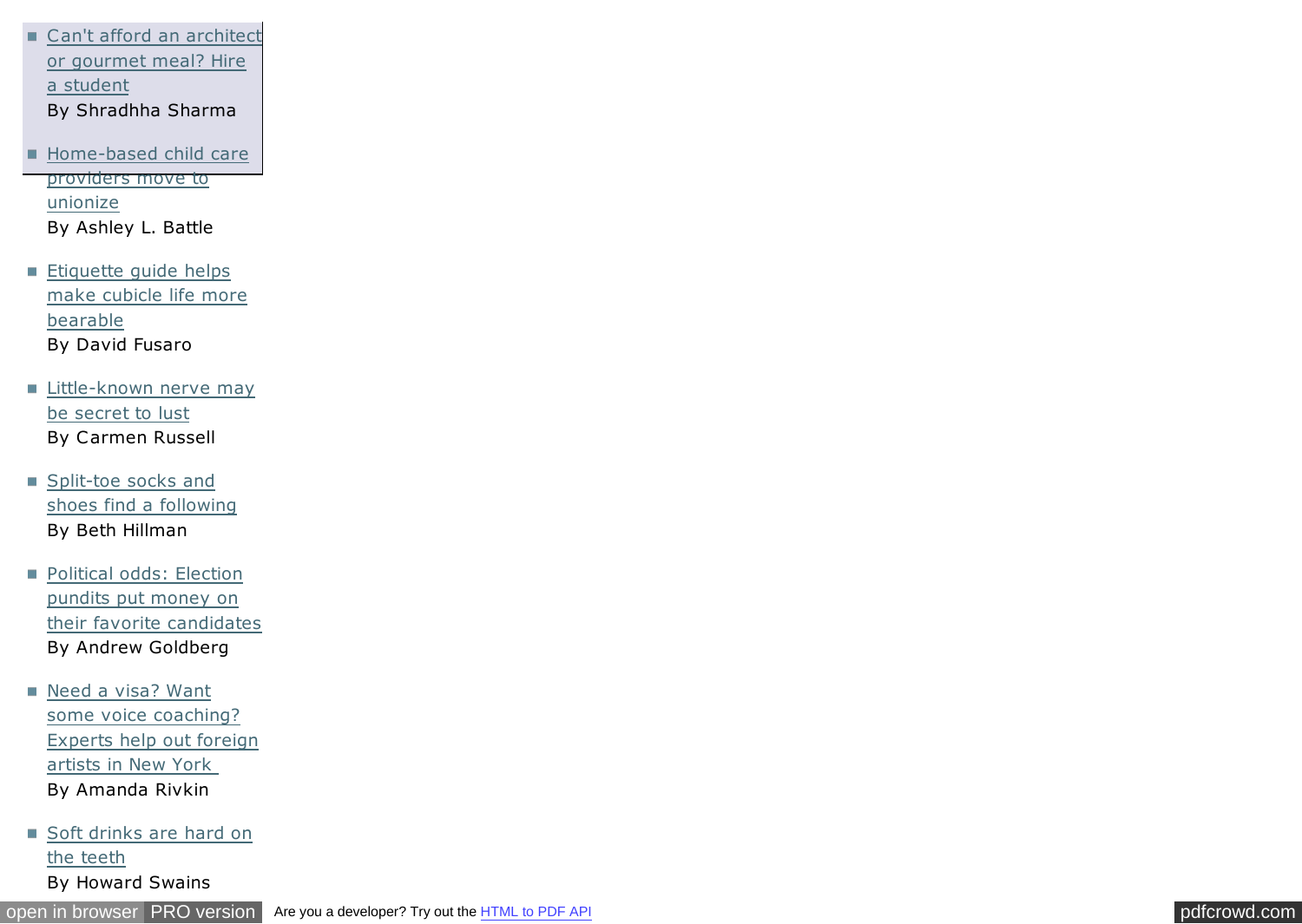- Can't afford an architect or gourmet meal? Hire a student
  By Shradhha Sharma

- Home-based child care providers move to unionize
  By Ashley L. Battle

- Etiquette guide helps make cubicle life more bearable
  By David Fusaro

- Little-known nerve may be secret to lust
  By Carmen Russell

- Split-toe socks and shoes find a following
  By Beth Hillman

- Political odds: Election pundits put money on their favorite candidates
  By Andrew Goldberg

- Need a visa? Want some voice coaching? Experts help out foreign artists in New York
  By Amanda Rivkin

- Soft drinks are hard on the teeth
  By Howard Swains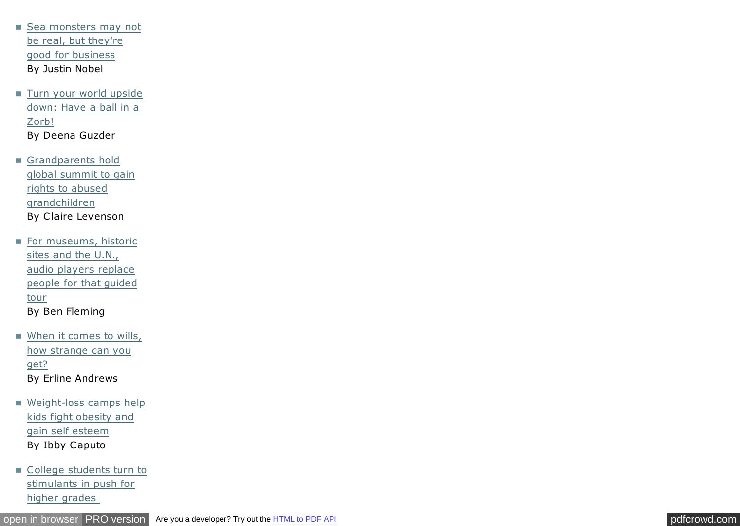- Sea monsters may not be real, but they're good for business
  By Justin Nobel

- Turn your world upside down: Have a ball in a Zorb!
  By Deena Guzder

- Grandparents hold global summit to gain rights to abused grandchildren
  By Claire Levenson

- For museums, historic sites and the U.N., audio players replace people for that guided tour
  By Ben Fleming

- When it comes to wills, how strange can you get?
  By Erline Andrews

- Weight-loss camps help kids fight obesity and gain self esteem
  By Ibby Caputo

- College students turn to stimulants in push for higher grades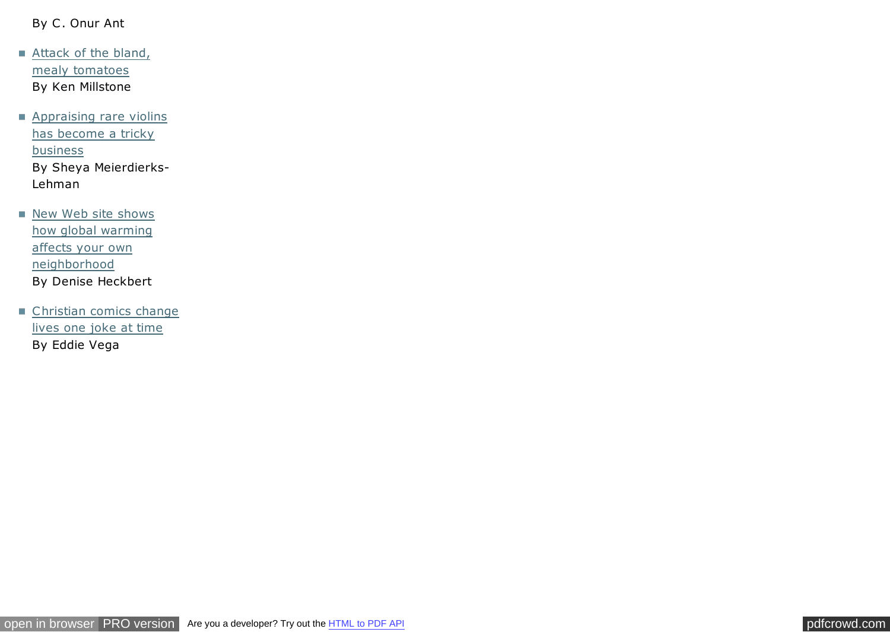By C. Onur Ant

- Attack of the bland, mealy tomatoes
  By Ken Millstone

- Appraising rare violins has become a tricky business
  By Sheya Meierdierks-Lehman

- New Web site shows how global warming affects your own neighborhood
  By Denise Heckbert

- Christian comics change lives one joke at time
  By Eddie Vega